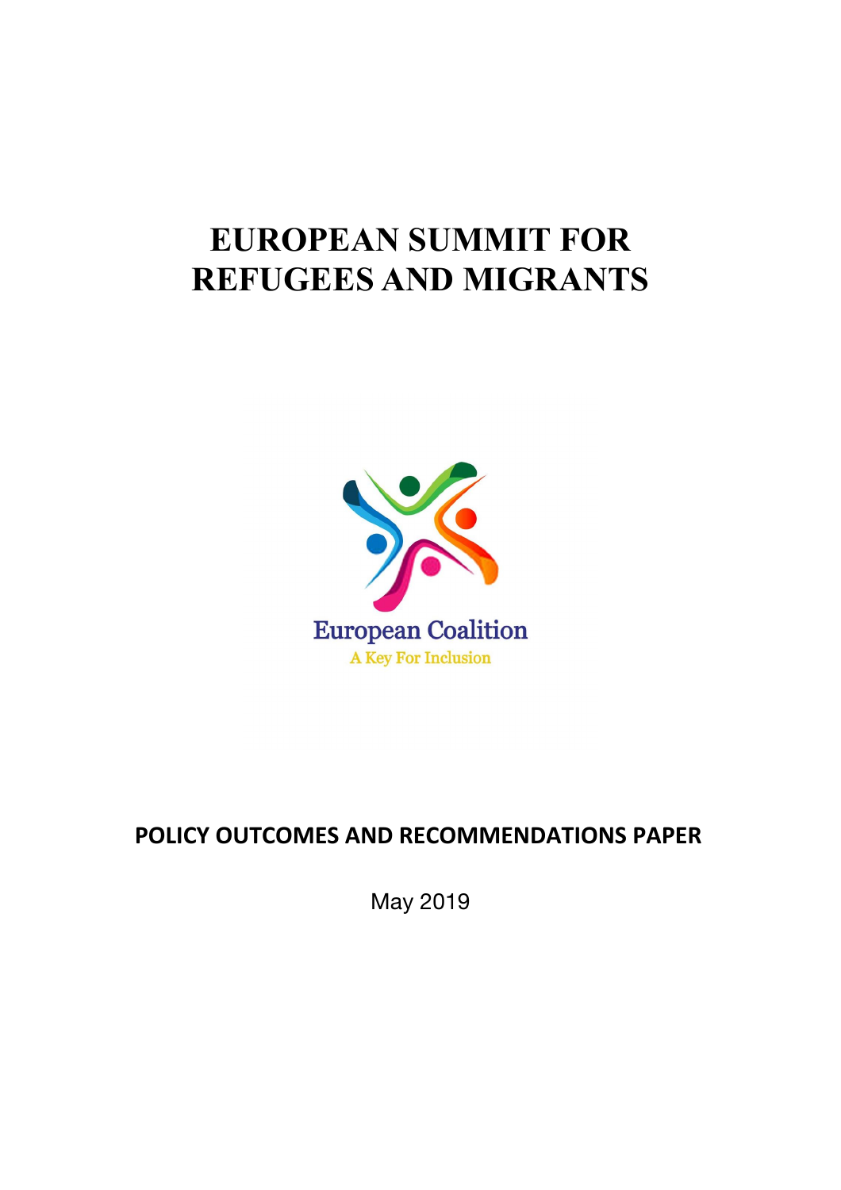# EUROPEAN SUMMIT FOR REFUGEES AND MIGRANTS

European Coalition

A Key For Inclusion

**POLICY OUTCOMES AND RECOMMENDATIONS PAPER**

May 2019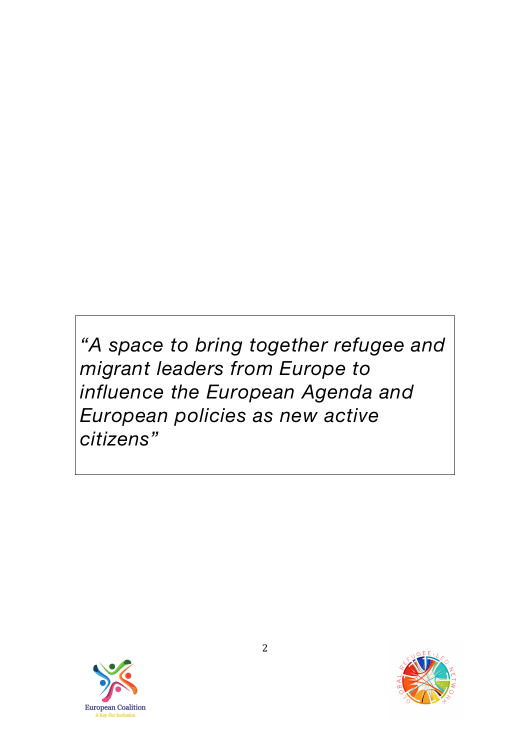*"A space to bring together refugee and migrant leaders from Europe to influence the European Agenda and European policies as new active citizens"*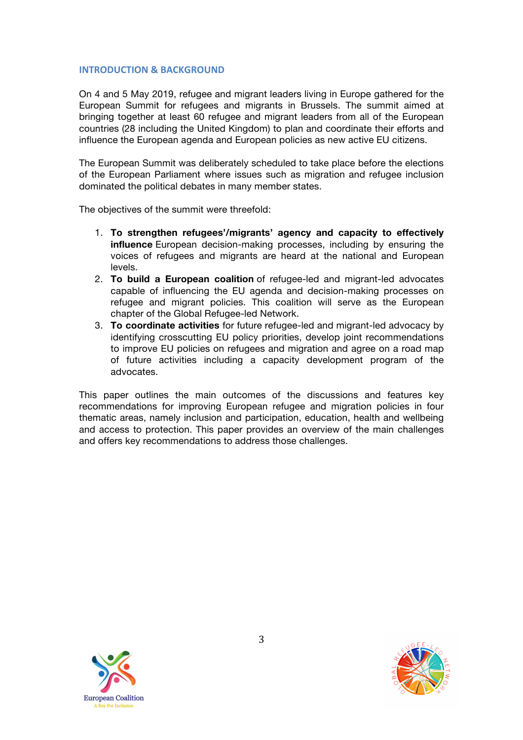## INTRODUCTION & BACKGROUND

On 4 and 5 May 2019, refugee and migrant leaders living in Europe gathered for the European Summit for refugees and migrants in Brussels. The summit aimed at bringing together at least 60 refugee and migrant leaders from all of the European countries (28 including the United Kingdom) to plan and coordinate their efforts and influence the European agenda and European policies as new active EU citizens.

The European Summit was deliberately scheduled to take place before the elections of the European Parliament where issues such as migration and refugee inclusion dominated the political debates in many member states.

The objectives of the summit were threefold:

1. **To strengthen refugees'/migrants' agency and capacity to effectively influence** European decision-making processes, including by ensuring the voices of refugees and migrants are heard at the national and European levels.
2. **To build a European coalition** of refugee-led and migrant-led advocates capable of influencing the EU agenda and decision-making processes on refugee and migrant policies. This coalition will serve as the European chapter of the Global Refugee-led Network.
3. **To coordinate activities** for future refugee-led and migrant-led advocacy by identifying crosscutting EU policy priorities, develop joint recommendations to improve EU policies on refugees and migration and agree on a road map of future activities including a capacity development program of the advocates.

This paper outlines the main outcomes of the discussions and features key recommendations for improving European refugee and migration policies in four thematic areas, namely inclusion and participation, education, health and wellbeing and access to protection. This paper provides an overview of the main challenges and offers key recommendations to address those challenges.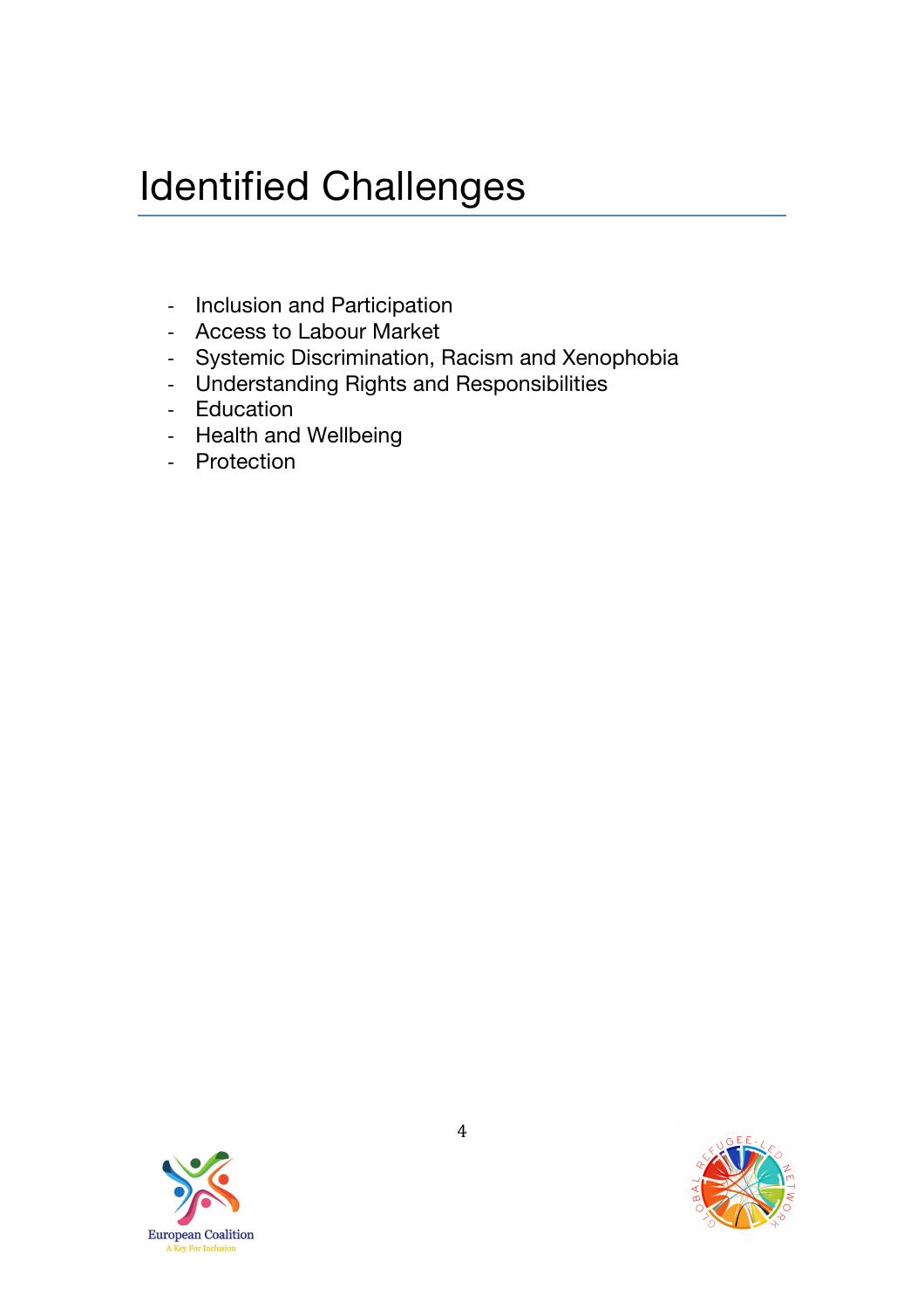# Identified Challenges

- Inclusion and Participation
- Access to Labour Market
- Systemic Discrimination, Racism and Xenophobia
- Understanding Rights and Responsibilities
- Education
- Health and Wellbeing
- Protection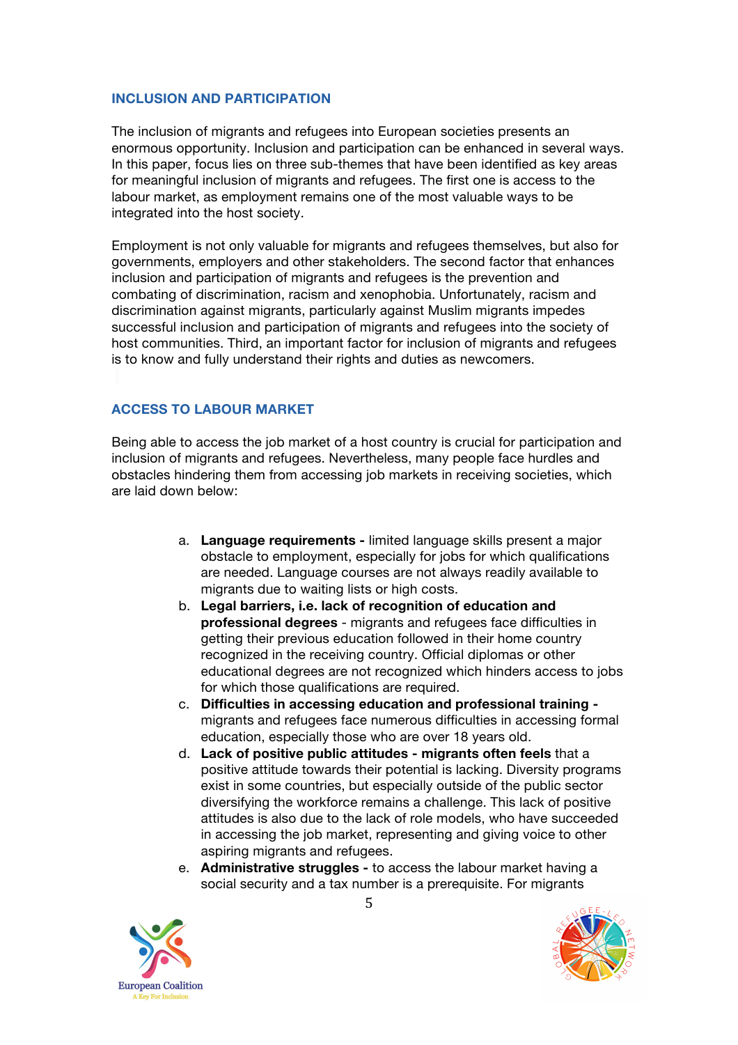## INCLUSION AND PARTICIPATION

The inclusion of migrants and refugees into European societies presents an enormous opportunity. Inclusion and participation can be enhanced in several ways. In this paper, focus lies on three sub-themes that have been identified as key areas for meaningful inclusion of migrants and refugees. The first one is access to the labour market, as employment remains one of the most valuable ways to be integrated into the host society.

Employment is not only valuable for migrants and refugees themselves, but also for governments, employers and other stakeholders. The second factor that enhances inclusion and participation of migrants and refugees is the prevention and combating of discrimination, racism and xenophobia. Unfortunately, racism and discrimination against migrants, particularly against Muslim migrants impedes successful inclusion and participation of migrants and refugees into the society of host communities. Third, an important factor for inclusion of migrants and refugees is to know and fully understand their rights and duties as newcomers.

## ACCESS TO LABOUR MARKET

Being able to access the job market of a host country is crucial for participation and inclusion of migrants and refugees. Nevertheless, many people face hurdles and obstacles hindering them from accessing job markets in receiving societies, which are laid down below:

a. **Language requirements -** limited language skills present a major obstacle to employment, especially for jobs for which qualifications are needed. Language courses are not always readily available to migrants due to waiting lists or high costs.
b. **Legal barriers, i.e. lack of recognition of education and professional degrees** - migrants and refugees face difficulties in getting their previous education followed in their home country recognized in the receiving country. Official diplomas or other educational degrees are not recognized which hinders access to jobs for which those qualifications are required.
c. **Difficulties in accessing education and professional training -** migrants and refugees face numerous difficulties in accessing formal education, especially those who are over 18 years old.
d. **Lack of positive public attitudes - migrants often feels** that a positive attitude towards their potential is lacking. Diversity programs exist in some countries, but especially outside of the public sector diversifying the workforce remains a challenge. This lack of positive attitudes is also due to the lack of role models, who have succeeded in accessing the job market, representing and giving voice to other aspiring migrants and refugees.
e. **Administrative struggles -** to access the labour market having a social security and a tax number is a prerequisite. For migrants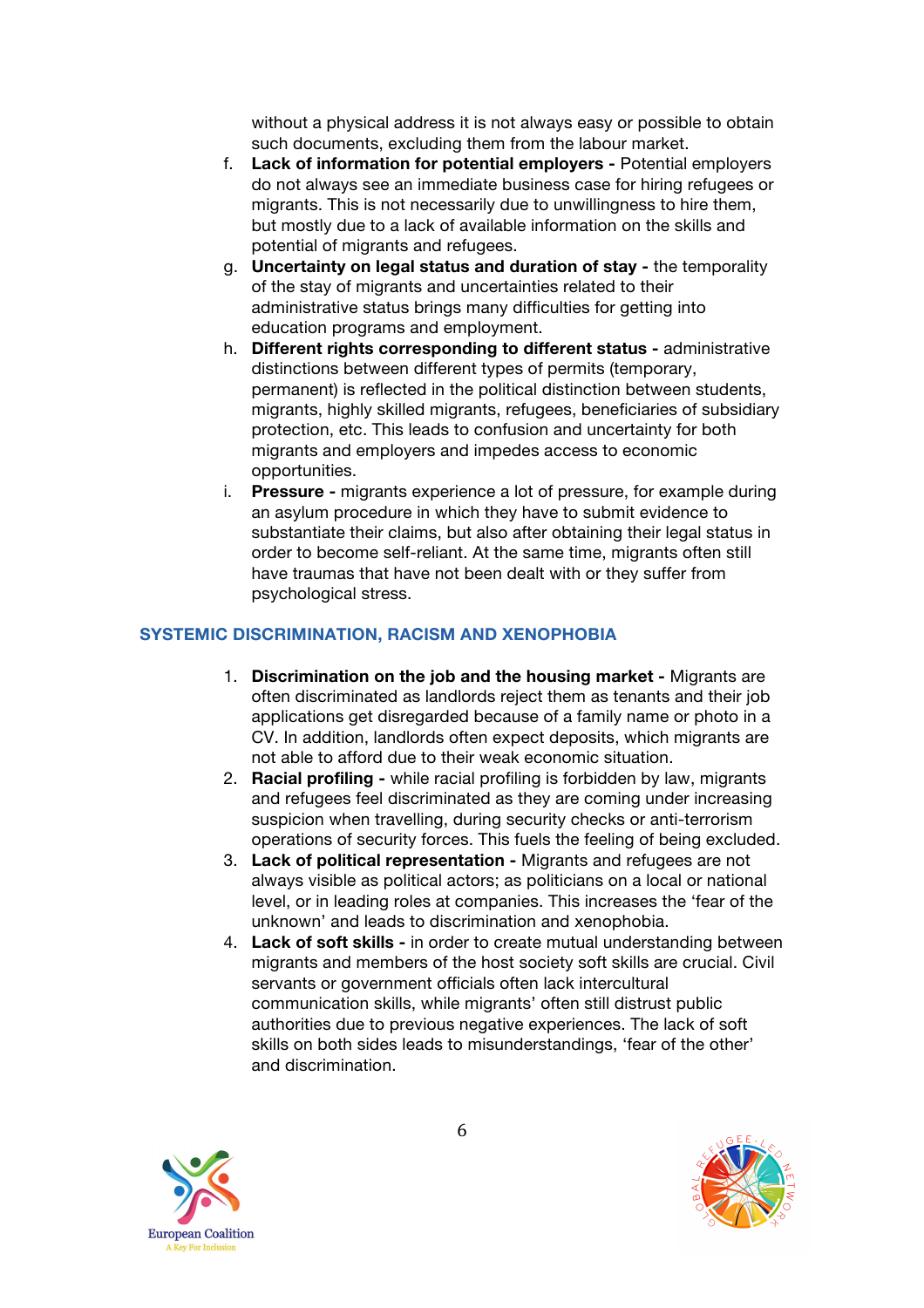without a physical address it is not always easy or possible to obtain such documents, excluding them from the labour market.

f. **Lack of information for potential employers -** Potential employers do not always see an immediate business case for hiring refugees or migrants. This is not necessarily due to unwillingness to hire them, but mostly due to a lack of available information on the skills and potential of migrants and refugees.

g. **Uncertainty on legal status and duration of stay -** the temporality of the stay of migrants and uncertainties related to their administrative status brings many difficulties for getting into education programs and employment.

h. **Different rights corresponding to different status -** administrative distinctions between different types of permits (temporary, permanent) is reflected in the political distinction between students, migrants, highly skilled migrants, refugees, beneficiaries of subsidiary protection, etc. This leads to confusion and uncertainty for both migrants and employers and impedes access to economic opportunities.

i. **Pressure -** migrants experience a lot of pressure, for example during an asylum procedure in which they have to submit evidence to substantiate their claims, but also after obtaining their legal status in order to become self-reliant. At the same time, migrants often still have traumas that have not been dealt with or they suffer from psychological stress.

## SYSTEMIC DISCRIMINATION, RACISM AND XENOPHOBIA

1. **Discrimination on the job and the housing market -** Migrants are often discriminated as landlords reject them as tenants and their job applications get disregarded because of a family name or photo in a CV. In addition, landlords often expect deposits, which migrants are not able to afford due to their weak economic situation.
2. **Racial profiling -** while racial profiling is forbidden by law, migrants and refugees feel discriminated as they are coming under increasing suspicion when travelling, during security checks or anti-terrorism operations of security forces. This fuels the feeling of being excluded.
3. **Lack of political representation -** Migrants and refugees are not always visible as political actors; as politicians on a local or national level, or in leading roles at companies. This increases the 'fear of the unknown' and leads to discrimination and xenophobia.
4. **Lack of soft skills -** in order to create mutual understanding between migrants and members of the host society soft skills are crucial. Civil servants or government officials often lack intercultural communication skills, while migrants' often still distrust public authorities due to previous negative experiences. The lack of soft skills on both sides leads to misunderstandings, 'fear of the other' and discrimination.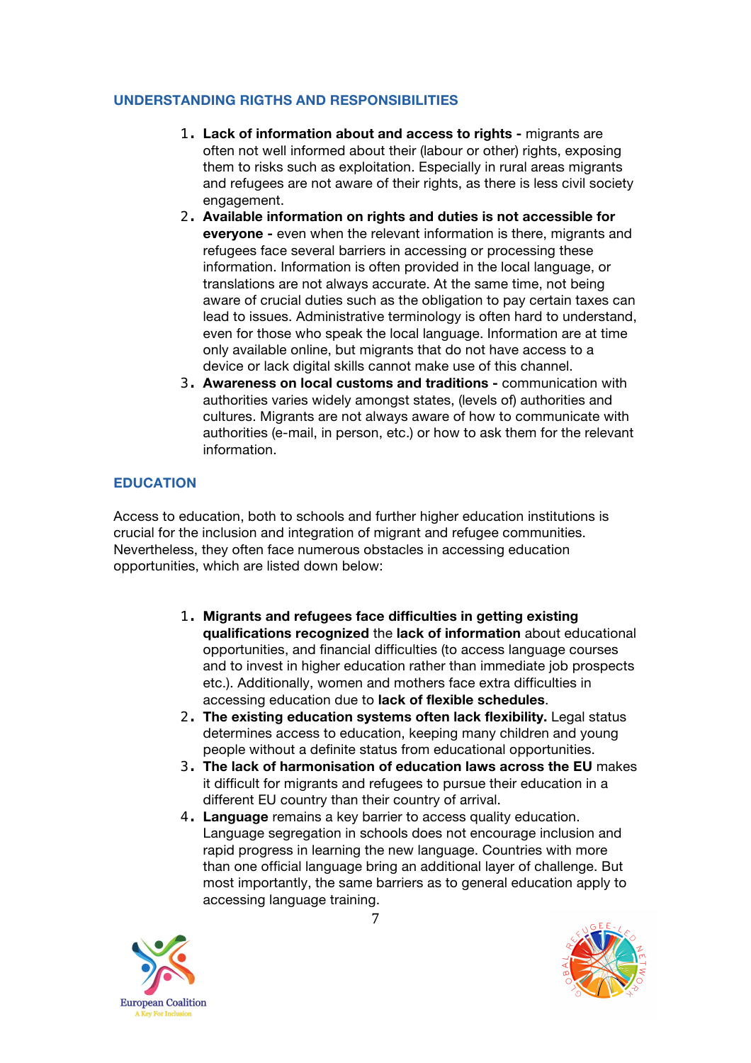## UNDERSTANDING RIGTHS AND RESPONSIBILITIES

1. **Lack of information about and access to rights -** migrants are often not well informed about their (labour or other) rights, exposing them to risks such as exploitation. Especially in rural areas migrants and refugees are not aware of their rights, as there is less civil society engagement.
2. **Available information on rights and duties is not accessible for everyone -** even when the relevant information is there, migrants and refugees face several barriers in accessing or processing these information. Information is often provided in the local language, or translations are not always accurate. At the same time, not being aware of crucial duties such as the obligation to pay certain taxes can lead to issues. Administrative terminology is often hard to understand, even for those who speak the local language. Information are at time only available online, but migrants that do not have access to a device or lack digital skills cannot make use of this channel.
3. **Awareness on local customs and traditions -** communication with authorities varies widely amongst states, (levels of) authorities and cultures. Migrants are not always aware of how to communicate with authorities (e-mail, in person, etc.) or how to ask them for the relevant information.

## EDUCATION

Access to education, both to schools and further higher education institutions is crucial for the inclusion and integration of migrant and refugee communities. Nevertheless, they often face numerous obstacles in accessing education opportunities, which are listed down below:

1. **Migrants and refugees face difficulties in getting existing qualifications recognized** the **lack of information** about educational opportunities, and financial difficulties (to access language courses and to invest in higher education rather than immediate job prospects etc.). Additionally, women and mothers face extra difficulties in accessing education due to **lack of flexible schedules**.
2. **The existing education systems often lack flexibility.** Legal status determines access to education, keeping many children and young people without a definite status from educational opportunities.
3. **The lack of harmonisation of education laws across the EU** makes it difficult for migrants and refugees to pursue their education in a different EU country than their country of arrival.
4. **Language** remains a key barrier to access quality education. Language segregation in schools does not encourage inclusion and rapid progress in learning the new language. Countries with more than one official language bring an additional layer of challenge. But most importantly, the same barriers as to general education apply to accessing language training.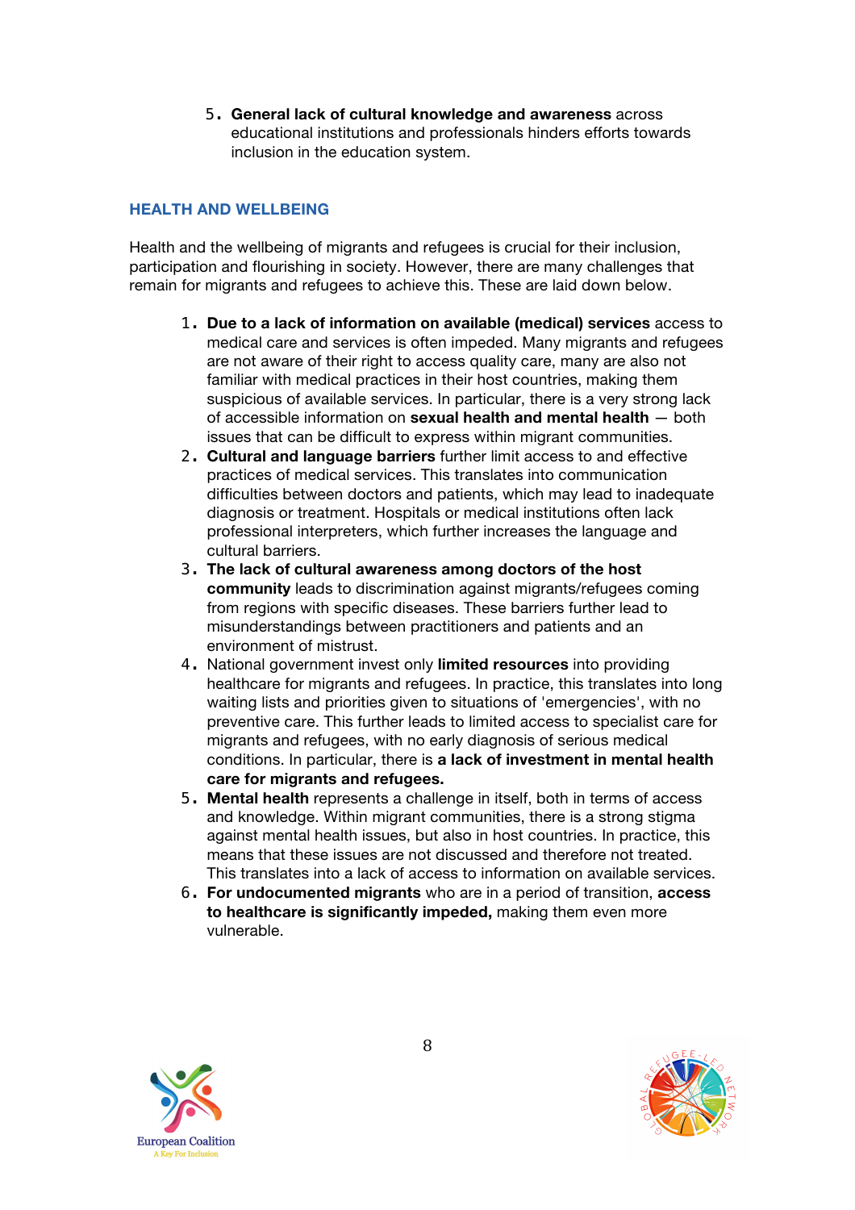5. **General lack of cultural knowledge and awareness** across educational institutions and professionals hinders efforts towards inclusion in the education system.

## HEALTH AND WELLBEING

Health and the wellbeing of migrants and refugees is crucial for their inclusion, participation and flourishing in society. However, there are many challenges that remain for migrants and refugees to achieve this. These are laid down below.

1. **Due to a lack of information on available (medical) services** access to medical care and services is often impeded. Many migrants and refugees are not aware of their right to access quality care, many are also not familiar with medical practices in their host countries, making them suspicious of available services. In particular, there is a very strong lack of accessible information on **sexual health and mental health** — both issues that can be difficult to express within migrant communities.
2. **Cultural and language barriers** further limit access to and effective practices of medical services. This translates into communication difficulties between doctors and patients, which may lead to inadequate diagnosis or treatment. Hospitals or medical institutions often lack professional interpreters, which further increases the language and cultural barriers.
3. **The lack of cultural awareness among doctors of the host community** leads to discrimination against migrants/refugees coming from regions with specific diseases. These barriers further lead to misunderstandings between practitioners and patients and an environment of mistrust.
4. National government invest only **limited resources** into providing healthcare for migrants and refugees. In practice, this translates into long waiting lists and priorities given to situations of 'emergencies', with no preventive care. This further leads to limited access to specialist care for migrants and refugees, with no early diagnosis of serious medical conditions. In particular, there is **a lack of investment in mental health care for migrants and refugees.**
5. **Mental health** represents a challenge in itself, both in terms of access and knowledge. Within migrant communities, there is a strong stigma against mental health issues, but also in host countries. In practice, this means that these issues are not discussed and therefore not treated. This translates into a lack of access to information on available services.
6. **For undocumented migrants** who are in a period of transition, **access to healthcare is significantly impeded,** making them even more vulnerable.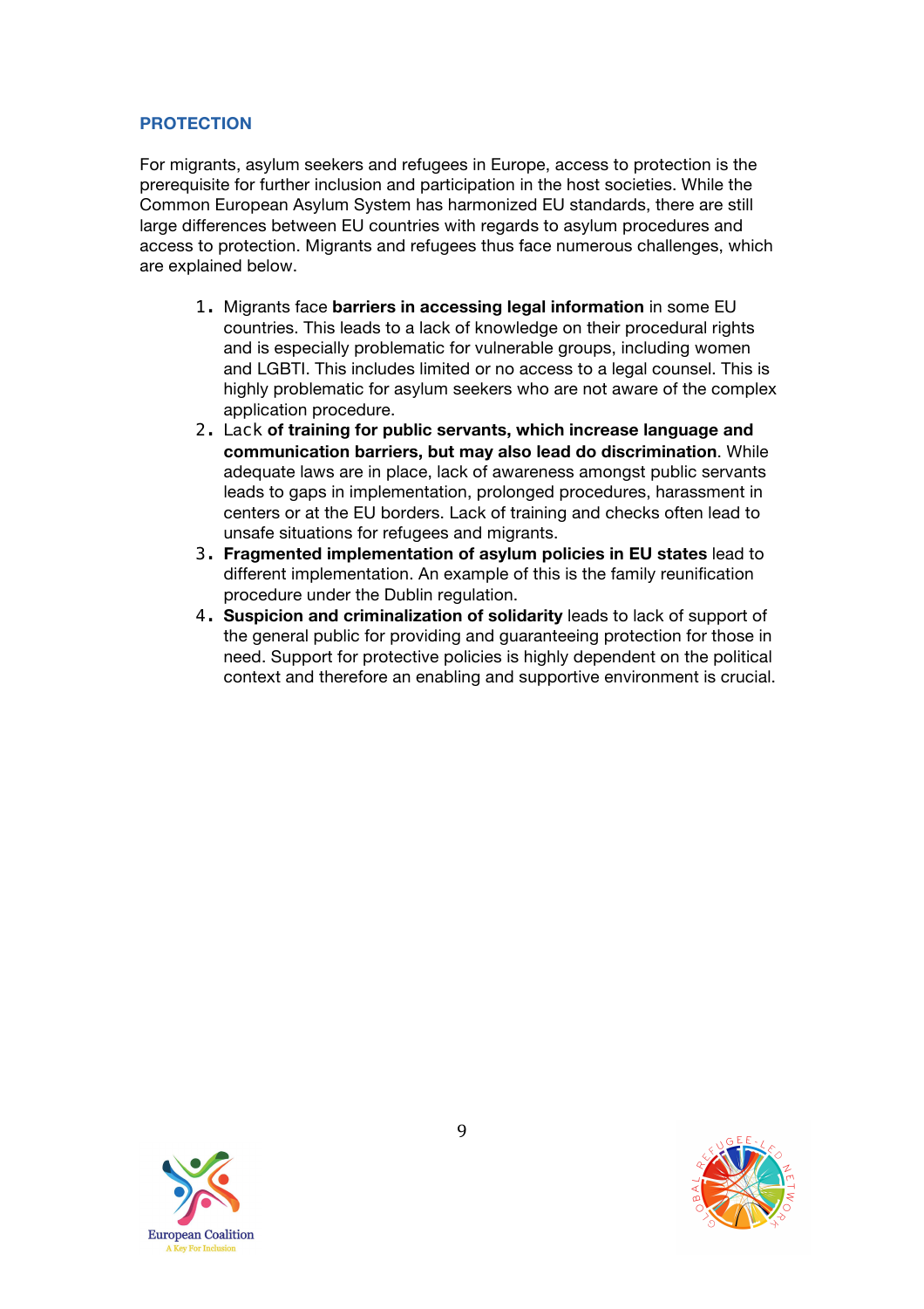## PROTECTION

For migrants, asylum seekers and refugees in Europe, access to protection is the prerequisite for further inclusion and participation in the host societies. While the Common European Asylum System has harmonized EU standards, there are still large differences between EU countries with regards to asylum procedures and access to protection. Migrants and refugees thus face numerous challenges, which are explained below.

1. Migrants face **barriers in accessing legal information** in some EU countries. This leads to a lack of knowledge on their procedural rights and is especially problematic for vulnerable groups, including women and LGBTI. This includes limited or no access to a legal counsel. This is highly problematic for asylum seekers who are not aware of the complex application procedure.
2. Lack **of training for public servants, which increase language and communication barriers, but may also lead do discrimination**. While adequate laws are in place, lack of awareness amongst public servants leads to gaps in implementation, prolonged procedures, harassment in centers or at the EU borders. Lack of training and checks often lead to unsafe situations for refugees and migrants.
3. **Fragmented implementation of asylum policies in EU states** lead to different implementation. An example of this is the family reunification procedure under the Dublin regulation.
4. **Suspicion and criminalization of solidarity** leads to lack of support of the general public for providing and guaranteeing protection for those in need. Support for protective policies is highly dependent on the political context and therefore an enabling and supportive environment is crucial.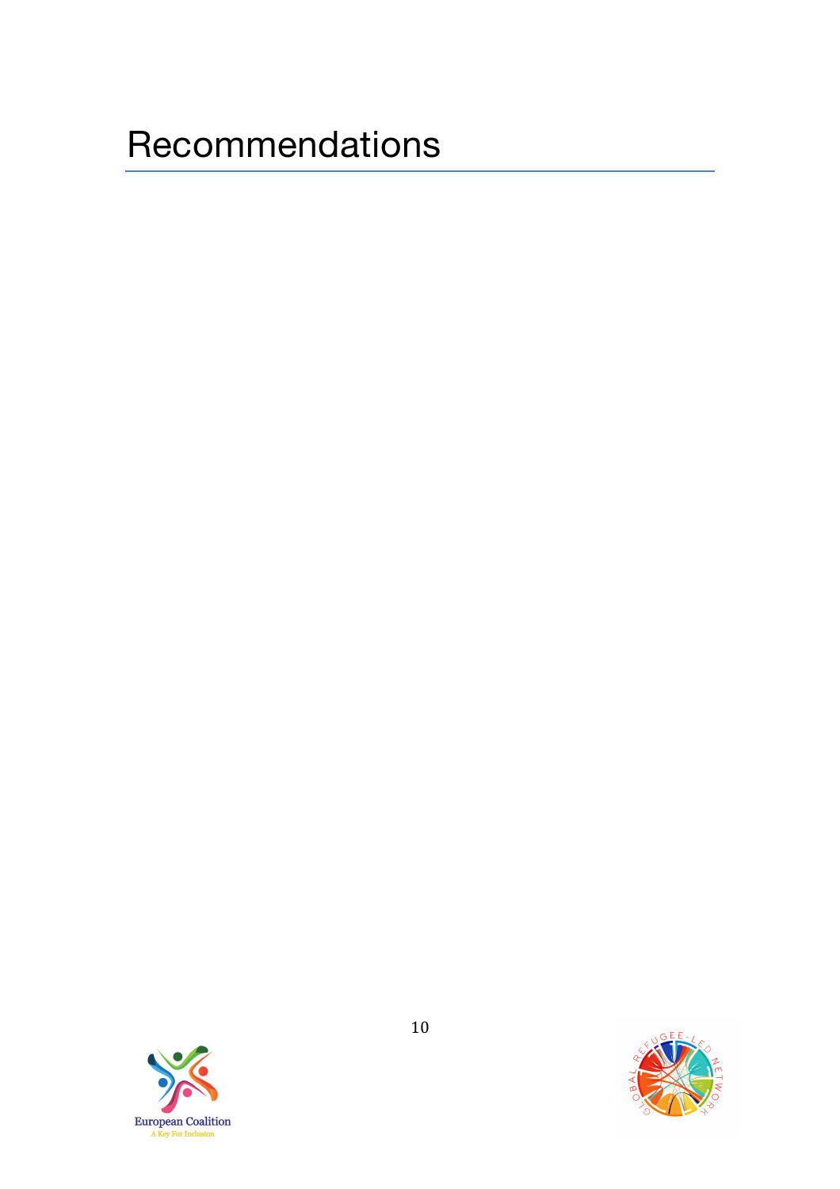# Recommendations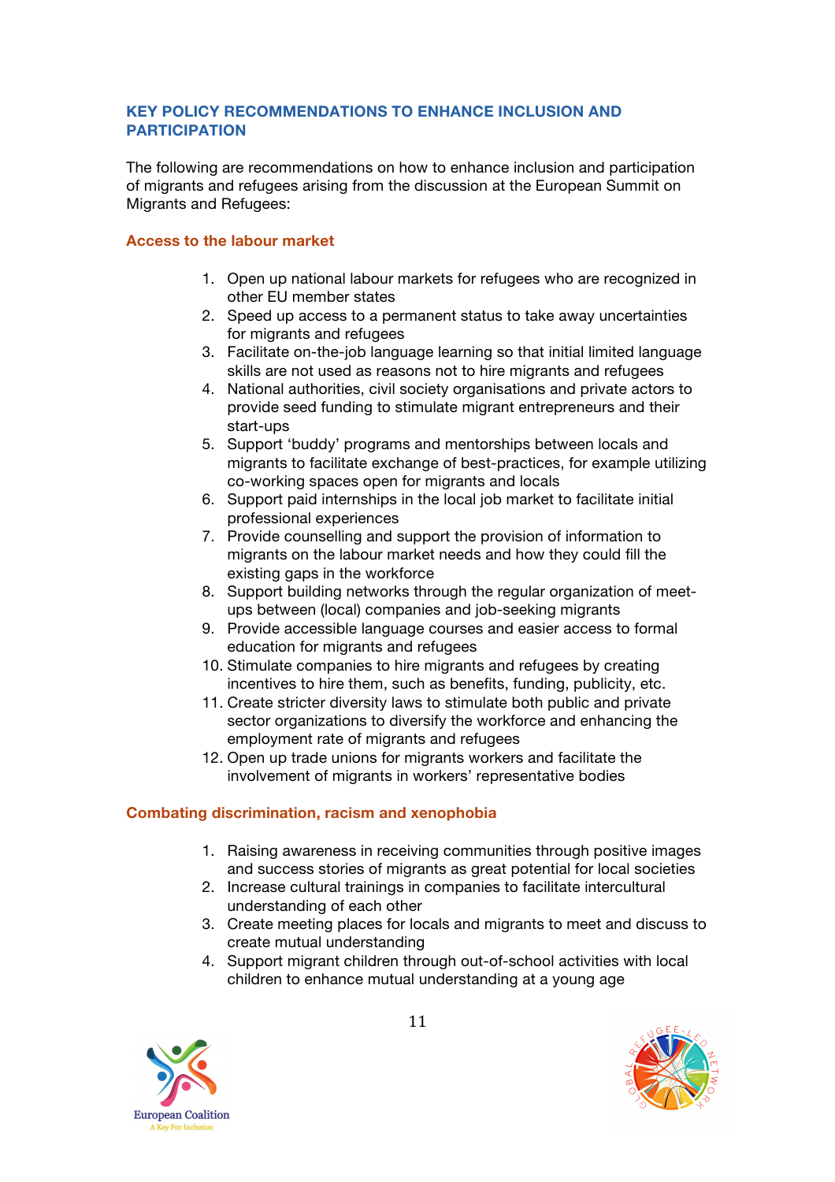## KEY POLICY RECOMMENDATIONS TO ENHANCE INCLUSION AND PARTICIPATION

The following are recommendations on how to enhance inclusion and participation of migrants and refugees arising from the discussion at the European Summit on Migrants and Refugees:

### Access to the labour market

1. Open up national labour markets for refugees who are recognized in other EU member states
2. Speed up access to a permanent status to take away uncertainties for migrants and refugees
3. Facilitate on-the-job language learning so that initial limited language skills are not used as reasons not to hire migrants and refugees
4. National authorities, civil society organisations and private actors to provide seed funding to stimulate migrant entrepreneurs and their start-ups
5. Support 'buddy' programs and mentorships between locals and migrants to facilitate exchange of best-practices, for example utilizing co-working spaces open for migrants and locals
6. Support paid internships in the local job market to facilitate initial professional experiences
7. Provide counselling and support the provision of information to migrants on the labour market needs and how they could fill the existing gaps in the workforce
8. Support building networks through the regular organization of meet-ups between (local) companies and job-seeking migrants
9. Provide accessible language courses and easier access to formal education for migrants and refugees
10. Stimulate companies to hire migrants and refugees by creating incentives to hire them, such as benefits, funding, publicity, etc.
11. Create stricter diversity laws to stimulate both public and private sector organizations to diversify the workforce and enhancing the employment rate of migrants and refugees
12. Open up trade unions for migrants workers and facilitate the involvement of migrants in workers' representative bodies

### Combating discrimination, racism and xenophobia

1. Raising awareness in receiving communities through positive images and success stories of migrants as great potential for local societies
2. Increase cultural trainings in companies to facilitate intercultural understanding of each other
3. Create meeting places for locals and migrants to meet and discuss to create mutual understanding
4. Support migrant children through out-of-school activities with local children to enhance mutual understanding at a young age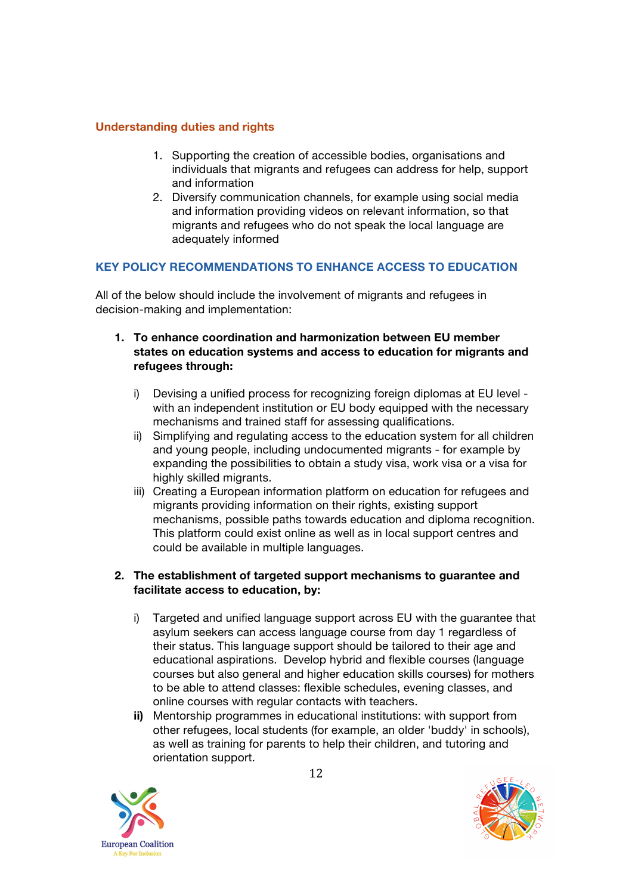### Understanding duties and rights

1. Supporting the creation of accessible bodies, organisations and individuals that migrants and refugees can address for help, support and information
2. Diversify communication channels, for example using social media and information providing videos on relevant information, so that migrants and refugees who do not speak the local language are adequately informed

## KEY POLICY RECOMMENDATIONS TO ENHANCE ACCESS TO EDUCATION

All of the below should include the involvement of migrants and refugees in decision-making and implementation:

1. **To enhance coordination and harmonization between EU member states on education systems and access to education for migrants and refugees through:**

   i) Devising a unified process for recognizing foreign diplomas at EU level - with an independent institution or EU body equipped with the necessary mechanisms and trained staff for assessing qualifications.

   ii) Simplifying and regulating access to the education system for all children and young people, including undocumented migrants - for example by expanding the possibilities to obtain a study visa, work visa or a visa for highly skilled migrants.

   iii) Creating a European information platform on education for refugees and migrants providing information on their rights, existing support mechanisms, possible paths towards education and diploma recognition. This platform could exist online as well as in local support centres and could be available in multiple languages.

2. **The establishment of targeted support mechanisms to guarantee and facilitate access to education, by:**

   i) Targeted and unified language support across EU with the guarantee that asylum seekers can access language course from day 1 regardless of their status. This language support should be tailored to their age and educational aspirations. Develop hybrid and flexible courses (language courses but also general and higher education skills courses) for mothers to be able to attend classes: flexible schedules, evening classes, and online courses with regular contacts with teachers.

   **ii)** Mentorship programmes in educational institutions: with support from other refugees, local students (for example, an older 'buddy' in schools), as well as training for parents to help their children, and tutoring and orientation support.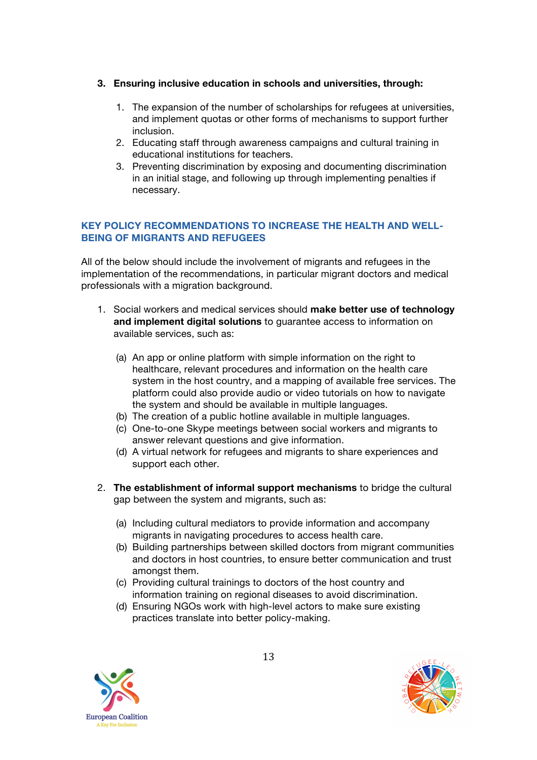3. **Ensuring inclusive education in schools and universities, through:**

    1. The expansion of the number of scholarships for refugees at universities, and implement quotas or other forms of mechanisms to support further inclusion.
    2. Educating staff through awareness campaigns and cultural training in educational institutions for teachers.
    3. Preventing discrimination by exposing and documenting discrimination in an initial stage, and following up through implementing penalties if necessary.

## KEY POLICY RECOMMENDATIONS TO INCREASE THE HEALTH AND WELL-BEING OF MIGRANTS AND REFUGEES

All of the below should include the involvement of migrants and refugees in the implementation of the recommendations, in particular migrant doctors and medical professionals with a migration background.

1. Social workers and medical services should **make better use of technology and implement digital solutions** to guarantee access to information on available services, such as:

    (a) An app or online platform with simple information on the right to healthcare, relevant procedures and information on the health care system in the host country, and a mapping of available free services. The platform could also provide audio or video tutorials on how to navigate the system and should be available in multiple languages.
    (b) The creation of a public hotline available in multiple languages.
    (c) One-to-one Skype meetings between social workers and migrants to answer relevant questions and give information.
    (d) A virtual network for refugees and migrants to share experiences and support each other.

2. **The establishment of informal support mechanisms** to bridge the cultural gap between the system and migrants, such as:

    (a) Including cultural mediators to provide information and accompany migrants in navigating procedures to access health care.
    (b) Building partnerships between skilled doctors from migrant communities and doctors in host countries, to ensure better communication and trust amongst them.
    (c) Providing cultural trainings to doctors of the host country and information training on regional diseases to avoid discrimination.
    (d) Ensuring NGOs work with high-level actors to make sure existing practices translate into better policy-making.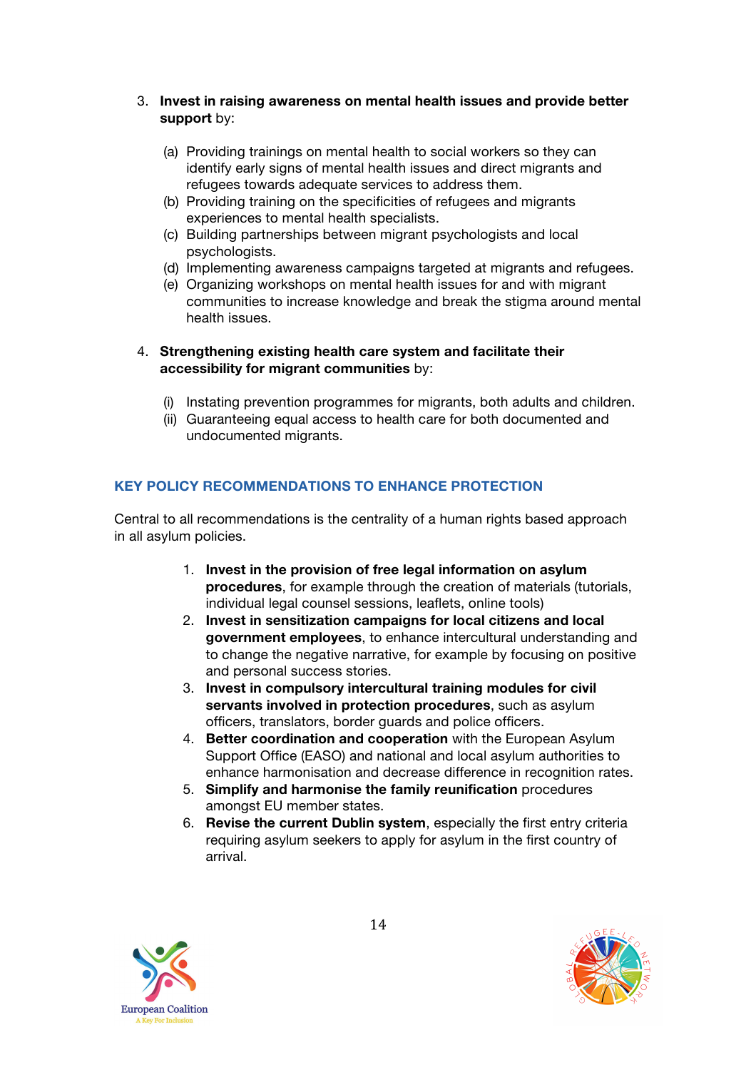3. **Invest in raising awareness on mental health issues and provide better support** by:

   (a) Providing trainings on mental health to social workers so they can identify early signs of mental health issues and direct migrants and refugees towards adequate services to address them.
   (b) Providing training on the specificities of refugees and migrants experiences to mental health specialists.
   (c) Building partnerships between migrant psychologists and local psychologists.
   (d) Implementing awareness campaigns targeted at migrants and refugees.
   (e) Organizing workshops on mental health issues for and with migrant communities to increase knowledge and break the stigma around mental health issues.

4. **Strengthening existing health care system and facilitate their accessibility for migrant communities** by:

   (i) Instating prevention programmes for migrants, both adults and children.
   (ii) Guaranteeing equal access to health care for both documented and undocumented migrants.

## KEY POLICY RECOMMENDATIONS TO ENHANCE PROTECTION

Central to all recommendations is the centrality of a human rights based approach in all asylum policies.

1. **Invest in the provision of free legal information on asylum procedures**, for example through the creation of materials (tutorials, individual legal counsel sessions, leaflets, online tools)
2. **Invest in sensitization campaigns for local citizens and local government employees**, to enhance intercultural understanding and to change the negative narrative, for example by focusing on positive and personal success stories.
3. **Invest in compulsory intercultural training modules for civil servants involved in protection procedures**, such as asylum officers, translators, border guards and police officers.
4. **Better coordination and cooperation** with the European Asylum Support Office (EASO) and national and local asylum authorities to enhance harmonisation and decrease difference in recognition rates.
5. **Simplify and harmonise the family reunification** procedures amongst EU member states.
6. **Revise the current Dublin system**, especially the first entry criteria requiring asylum seekers to apply for asylum in the first country of arrival.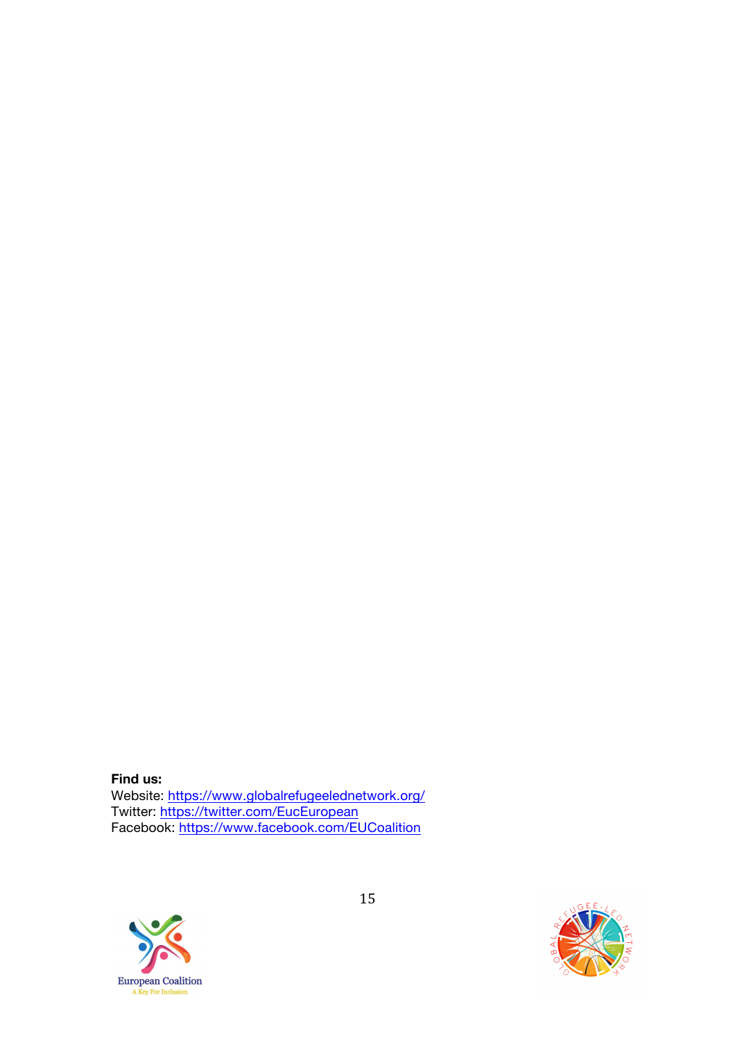**Find us:**
Website: https://www.globalrefugeelednetwork.org/
Twitter: https://twitter.com/EucEuropean
Facebook: https://www.facebook.com/EUCoalition